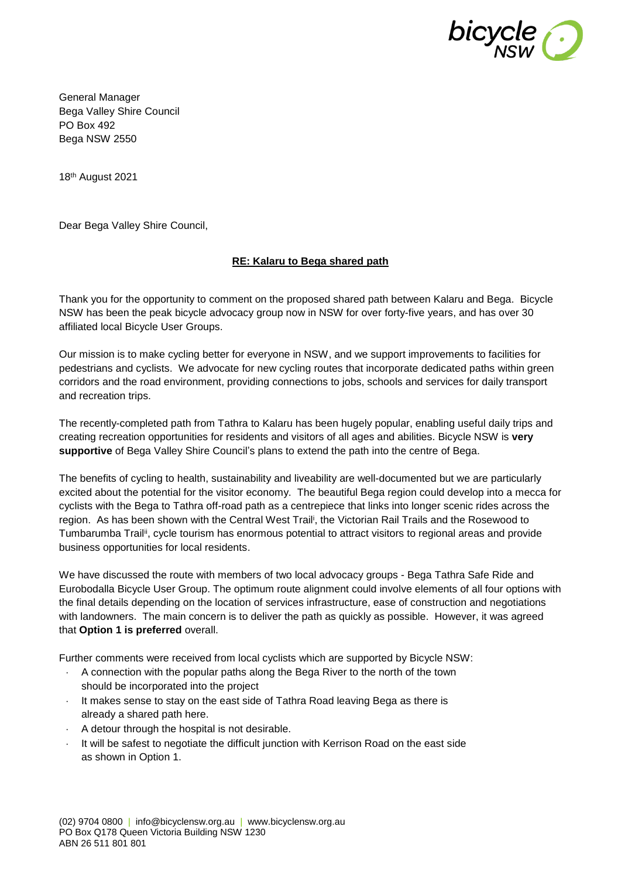General Manager
Bega Valley Shire Council
PO Box 492
Bega NSW 2550

18th August 2021

Dear Bega Valley Shire Council,

**RE: Kalaru to Bega shared path**

Thank you for the opportunity to comment on the proposed shared path between Kalaru and Bega. Bicycle NSW has been the peak bicycle advocacy group now in NSW for over forty-five years, and has over 30 affiliated local Bicycle User Groups.

Our mission is to make cycling better for everyone in NSW, and we support improvements to facilities for pedestrians and cyclists. We advocate for new cycling routes that incorporate dedicated paths within green corridors and the road environment, providing connections to jobs, schools and services for daily transport and recreation trips.

The recently-completed path from Tathra to Kalaru has been hugely popular, enabling useful daily trips and creating recreation opportunities for residents and visitors of all ages and abilities. Bicycle NSW is **very supportive** of Bega Valley Shire Council's plans to extend the path into the centre of Bega.

The benefits of cycling to health, sustainability and liveability are well-documented but we are particularly excited about the potential for the visitor economy. The beautiful Bega region could develop into a mecca for cyclists with the Bega to Tathra off-road path as a centrepiece that links into longer scenic rides across the region. As has been shown with the Central West Trail[i], the Victorian Rail Trails and the Rosewood to Tumbarumba Trail[ii], cycle tourism has enormous potential to attract visitors to regional areas and provide business opportunities for local residents.

We have discussed the route with members of two local advocacy groups - Bega Tathra Safe Ride and Eurobodalla Bicycle User Group. The optimum route alignment could involve elements of all four options with the final details depending on the location of services infrastructure, ease of construction and negotiations with landowners. The main concern is to deliver the path as quickly as possible. However, it was agreed that **Option 1 is preferred** overall.

Further comments were received from local cyclists which are supported by Bicycle NSW:

- A connection with the popular paths along the Bega River to the north of the town should be incorporated into the project
- It makes sense to stay on the east side of Tathra Road leaving Bega as there is already a shared path here.
- A detour through the hospital is not desirable.
- It will be safest to negotiate the difficult junction with Kerrison Road on the east side as shown in Option 1.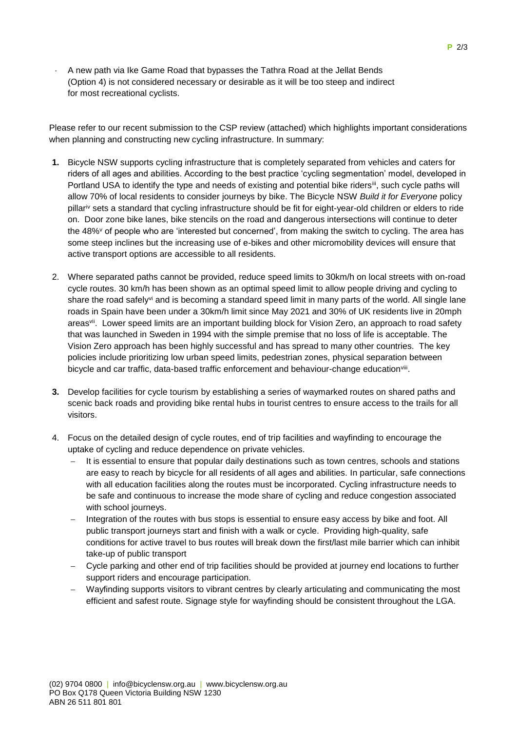- A new path via Ike Game Road that bypasses the Tathra Road at the Jellat Bends (Option 4) is not considered necessary or desirable as it will be too steep and indirect for most recreational cyclists.

Please refer to our recent submission to the CSP review (attached) which highlights important considerations when planning and constructing new cycling infrastructure. In summary:

1. Bicycle NSW supports cycling infrastructure that is completely separated from vehicles and caters for riders of all ages and abilities. According to the best practice 'cycling segmentation' model, developed in Portland USA to identify the type and needs of existing and potential bike riders[iii], such cycle paths will allow 70% of local residents to consider journeys by bike. The Bicycle NSW *Build it for Everyone* policy pillar[iv] sets a standard that cycling infrastructure should be fit for eight-year-old children or elders to ride on. Door zone bike lanes, bike stencils on the road and dangerous intersections will continue to deter the 48%[v] of people who are 'interested but concerned', from making the switch to cycling. The area has some steep inclines but the increasing use of e-bikes and other micromobility devices will ensure that active transport options are accessible to all residents.

2. Where separated paths cannot be provided, reduce speed limits to 30km/h on local streets with on-road cycle routes. 30 km/h has been shown as an optimal speed limit to allow people driving and cycling to share the road safely[vi] and is becoming a standard speed limit in many parts of the world. All single lane roads in Spain have been under a 30km/h limit since May 2021 and 30% of UK residents live in 20mph areas[vii]. Lower speed limits are an important building block for Vision Zero, an approach to road safety that was launched in Sweden in 1994 with the simple premise that no loss of life is acceptable. The Vision Zero approach has been highly successful and has spread to many other countries. The key policies include prioritizing low urban speed limits, pedestrian zones, physical separation between bicycle and car traffic, data-based traffic enforcement and behaviour-change education[viii].

3. Develop facilities for cycle tourism by establishing a series of waymarked routes on shared paths and scenic back roads and providing bike rental hubs in tourist centres to ensure access to the trails for all visitors.

4. Focus on the detailed design of cycle routes, end of trip facilities and wayfinding to encourage the uptake of cycling and reduce dependence on private vehicles.
   - It is essential to ensure that popular daily destinations such as town centres, schools and stations are easy to reach by bicycle for all residents of all ages and abilities. In particular, safe connections with all education facilities along the routes must be incorporated. Cycling infrastructure needs to be safe and continuous to increase the mode share of cycling and reduce congestion associated with school journeys.
   - Integration of the routes with bus stops is essential to ensure easy access by bike and foot. All public transport journeys start and finish with a walk or cycle. Providing high-quality, safe conditions for active travel to bus routes will break down the first/last mile barrier which can inhibit take-up of public transport
   - Cycle parking and other end of trip facilities should be provided at journey end locations to further support riders and encourage participation.
   - Wayfinding supports visitors to vibrant centres by clearly articulating and communicating the most efficient and safest route. Signage style for wayfinding should be consistent throughout the LGA.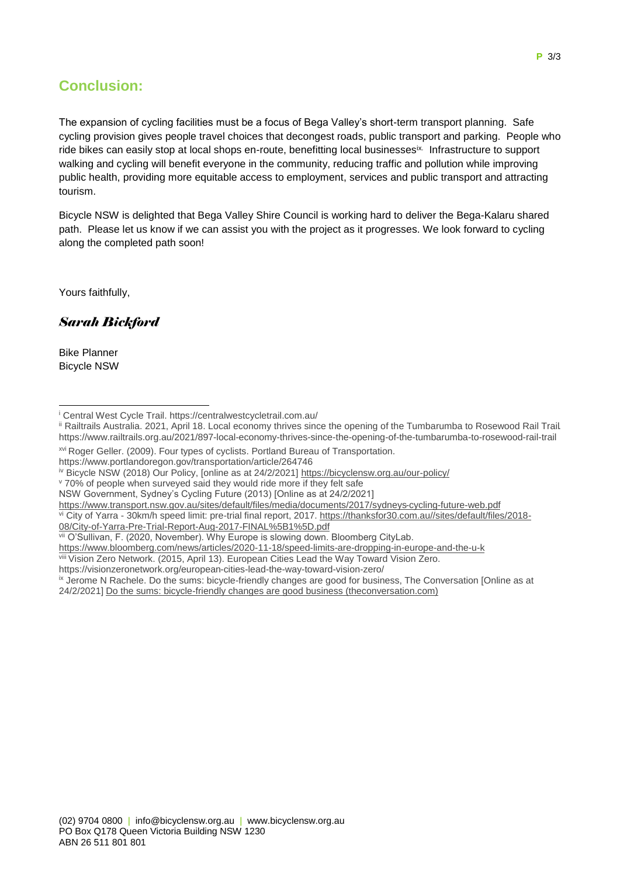## Conclusion:

The expansion of cycling facilities must be a focus of Bega Valley's short-term transport planning. Safe cycling provision gives people travel choices that decongest roads, public transport and parking. People who ride bikes can easily stop at local shops en-route, benefitting local businesses[ix]. Infrastructure to support walking and cycling will benefit everyone in the community, reducing traffic and pollution while improving public health, providing more equitable access to employment, services and public transport and attracting tourism.

Bicycle NSW is delighted that Bega Valley Shire Council is working hard to deliver the Bega-Kalaru shared path. Please let us know if we can assist you with the project as it progresses. We look forward to cycling along the completed path soon!

Yours faithfully,

*Sarah Bickford*

Bike Planner
Bicycle NSW

---

[i] Central West Cycle Trail. https://centralwestcycletrail.com.au/

[ii] Railtrails Australia. 2021, April 18. Local economy thrives since the opening of the Tumbarumba to Rosewood Rail Trail. https://www.railtrails.org.au/2021/897-local-economy-thrives-since-the-opening-of-the-tumbarumba-to-rosewood-rail-trail

[xvi] Roger Geller. (2009). Four types of cyclists. Portland Bureau of Transportation. https://www.portlandoregon.gov/transportation/article/264746

[iv] Bicycle NSW (2018) Our Policy, [online as at 24/2/2021] https://bicyclensw.org.au/our-policy/

[v] 70% of people when surveyed said they would ride more if they felt safe
NSW Government, Sydney's Cycling Future (2013) [Online as at 24/2/2021]
https://www.transport.nsw.gov.au/sites/default/files/media/documents/2017/sydneys-cycling-future-web.pdf

[vi] City of Yarra - 30km/h speed limit: pre-trial final report, 2017. https://thanksfor30.com.au//sites/default/files/2018-08/City-of-Yarra-Pre-Trial-Report-Aug-2017-FINAL%5B1%5D.pdf

[vii] O'Sullivan, F. (2020, November). Why Europe is slowing down. Bloomberg CityLab.
https://www.bloomberg.com/news/articles/2020-11-18/speed-limits-are-dropping-in-europe-and-the-u-k

[viii] Vision Zero Network. (2015, April 13). European Cities Lead the Way Toward Vision Zero.
https://visionzeronetwork.org/european-cities-lead-the-way-toward-vision-zero/

[ix] Jerome N Rachele. Do the sums: bicycle-friendly changes are good for business, The Conversation [Online as at 24/2/2021] Do the sums: bicycle-friendly changes are good business (theconversation.com)

(02) 9704 0800 | info@bicyclensw.org.au | www.bicyclensw.org.au
PO Box Q178 Queen Victoria Building NSW 1230
ABN 26 511 801 801